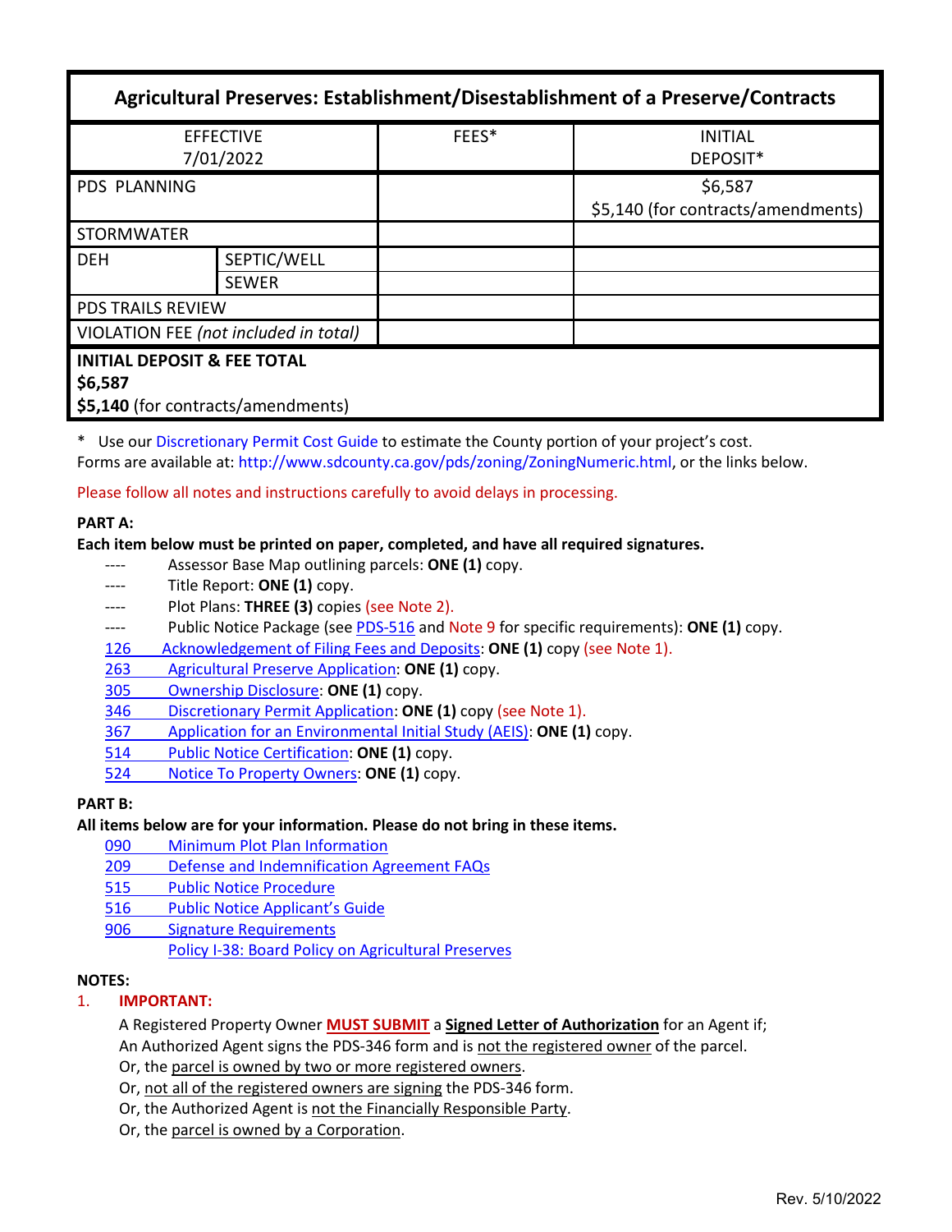| Agricultural Preserves: Establishment/Disestablishment of a Preserve/Contracts | | | |
|---|---|---|---|
| EFFECTIVE 7/01/2022 | | FEES* | INITIAL DEPOSIT* |
| PDS PLANNING | | | $6,587<br>$5,140 (for contracts/amendments) |
| STORMWATER | | | |
| DEH | SEPTIC/WELL | | |
| | SEWER | | |
| PDS TRAILS REVIEW | | | |
| VIOLATION FEE *(not included in total)* | | | |
| **INITIAL DEPOSIT & FEE TOTAL**<br>**$6,587**<br>**$5,140** (for contracts/amendments) | | | |

\* Use our Discretionary Permit Cost Guide to estimate the County portion of your project's cost.
Forms are available at: http://www.sdcounty.ca.gov/pds/zoning/ZoningNumeric.html, or the links below.

Please follow all notes and instructions carefully to avoid delays in processing.

**PART A:**

**Each item below must be printed on paper, completed, and have all required signatures.**

- ---- Assessor Base Map outlining parcels: **ONE (1)** copy.
- ---- Title Report: **ONE (1)** copy.
- ---- Plot Plans: **THREE (3)** copies (see Note 2).
- ---- Public Notice Package (see PDS-516 and Note 9 for specific requirements): **ONE (1)** copy.
- 126 Acknowledgement of Filing Fees and Deposits: **ONE (1)** copy (see Note 1).
- 263 Agricultural Preserve Application: **ONE (1)** copy.
- 305 Ownership Disclosure: **ONE (1)** copy.
- 346 Discretionary Permit Application: **ONE (1)** copy (see Note 1).
- 367 Application for an Environmental Initial Study (AEIS): **ONE (1)** copy.
- 514 Public Notice Certification: **ONE (1)** copy.
- 524 Notice To Property Owners: **ONE (1)** copy.

**PART B:**

**All items below are for your information. Please do not bring in these items.**

- 090 Minimum Plot Plan Information
- 209 Defense and Indemnification Agreement FAQs
- 515 Public Notice Procedure
- 516 Public Notice Applicant's Guide
- 906 Signature Requirements
- Policy I-38: Board Policy on Agricultural Preserves

**NOTES:**

1. **IMPORTANT:**

   A Registered Property Owner **MUST SUBMIT** a **Signed Letter of Authorization** for an Agent if;
   An Authorized Agent signs the PDS-346 form and is not the registered owner of the parcel.
   Or, the parcel is owned by two or more registered owners.
   Or, not all of the registered owners are signing the PDS-346 form.
   Or, the Authorized Agent is not the Financially Responsible Party.
   Or, the parcel is owned by a Corporation.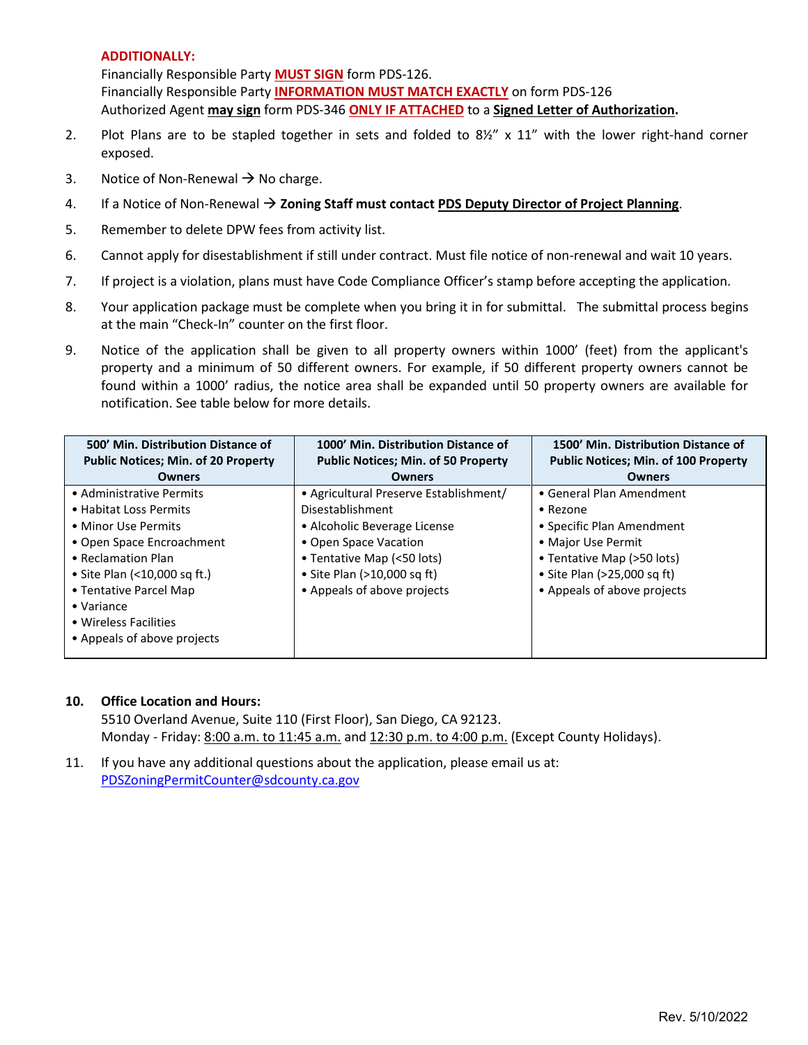**ADDITIONALLY:**
Financially Responsible Party **MUST SIGN** form PDS-126.
Financially Responsible Party **INFORMATION MUST MATCH EXACTLY** on form PDS-126
Authorized Agent **may sign** form PDS-346 **ONLY IF ATTACHED** to a **Signed Letter of Authorization.**

2. Plot Plans are to be stapled together in sets and folded to 8½" x 11" with the lower right-hand corner exposed.
3. Notice of Non-Renewal → No charge.
4. If a Notice of Non-Renewal → **Zoning Staff must contact PDS Deputy Director of Project Planning**.
5. Remember to delete DPW fees from activity list.
6. Cannot apply for disestablishment if still under contract. Must file notice of non-renewal and wait 10 years.
7. If project is a violation, plans must have Code Compliance Officer's stamp before accepting the application.
8. Your application package must be complete when you bring it in for submittal. The submittal process begins at the main "Check-In" counter on the first floor.
9. Notice of the application shall be given to all property owners within 1000' (feet) from the applicant's property and a minimum of 50 different owners. For example, if 50 different property owners cannot be found within a 1000' radius, the notice area shall be expanded until 50 property owners are available for notification. See table below for more details.

| 500' Min. Distribution Distance of Public Notices; Min. of 20 Property Owners | 1000' Min. Distribution Distance of Public Notices; Min. of 50 Property Owners | 1500' Min. Distribution Distance of Public Notices; Min. of 100 Property Owners |
|---|---|---|
| • Administrative Permits<br>• Habitat Loss Permits<br>• Minor Use Permits<br>• Open Space Encroachment<br>• Reclamation Plan<br>• Site Plan (<10,000 sq ft.)<br>• Tentative Parcel Map<br>• Variance<br>• Wireless Facilities<br>• Appeals of above projects | • Agricultural Preserve Establishment/ Disestablishment<br>• Alcoholic Beverage License<br>• Open Space Vacation<br>• Tentative Map (<50 lots)<br>• Site Plan (>10,000 sq ft)<br>• Appeals of above projects | • General Plan Amendment<br>• Rezone<br>• Specific Plan Amendment<br>• Major Use Permit<br>• Tentative Map (>50 lots)<br>• Site Plan (>25,000 sq ft)<br>• Appeals of above projects |

10. **Office Location and Hours:**
    5510 Overland Avenue, Suite 110 (First Floor), San Diego, CA 92123.
    Monday - Friday: 8:00 a.m. to 11:45 a.m. and 12:30 p.m. to 4:00 p.m. (Except County Holidays).
11. If you have any additional questions about the application, please email us at:
    PDSZoningPermitCounter@sdcounty.ca.gov

Rev. 5/10/2022